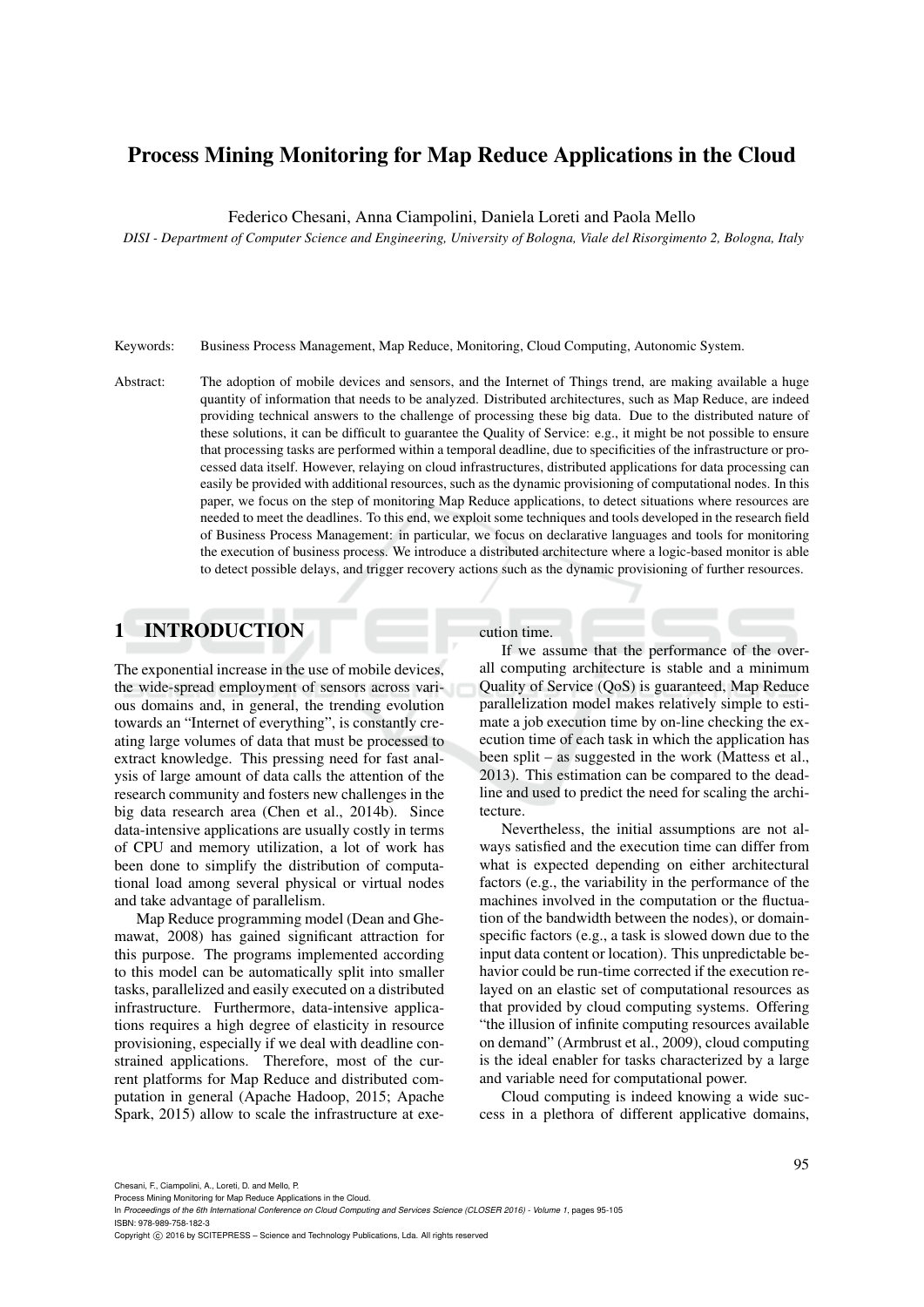# Process Mining Monitoring for Map Reduce Applications in the Cloud

Federico Chesani, Anna Ciampolini, Daniela Loreti and Paola Mello

*DISI - Department of Computer Science and Engineering, University of Bologna, Viale del Risorgimento 2, Bologna, Italy*

Keywords: Business Process Management, Map Reduce, Monitoring, Cloud Computing, Autonomic System.

Abstract: The adoption of mobile devices and sensors, and the Internet of Things trend, are making available a huge quantity of information that needs to be analyzed. Distributed architectures, such as Map Reduce, are indeed providing technical answers to the challenge of processing these big data. Due to the distributed nature of these solutions, it can be difficult to guarantee the Quality of Service: e.g., it might be not possible to ensure that processing tasks are performed within a temporal deadline, due to specificities of the infrastructure or processed data itself. However, relaying on cloud infrastructures, distributed applications for data processing can easily be provided with additional resources, such as the dynamic provisioning of computational nodes. In this paper, we focus on the step of monitoring Map Reduce applications, to detect situations where resources are needed to meet the deadlines. To this end, we exploit some techniques and tools developed in the research field of Business Process Management: in particular, we focus on declarative languages and tools for monitoring the execution of business process. We introduce a distributed architecture where a logic-based monitor is able to detect possible delays, and trigger recovery actions such as the dynamic provisioning of further resources.

## 1 INTRODUCTION

The exponential increase in the use of mobile devices, the wide-spread employment of sensors across various domains and, in general, the trending evolution towards an "Internet of everything", is constantly creating large volumes of data that must be processed to extract knowledge. This pressing need for fast analysis of large amount of data calls the attention of the research community and fosters new challenges in the big data research area (Chen et al., 2014b). Since data-intensive applications are usually costly in terms of CPU and memory utilization, a lot of work has been done to simplify the distribution of computational load among several physical or virtual nodes and take advantage of parallelism.

Map Reduce programming model (Dean and Ghemawat, 2008) has gained significant attraction for this purpose. The programs implemented according to this model can be automatically split into smaller tasks, parallelized and easily executed on a distributed infrastructure. Furthermore, data-intensive applications requires a high degree of elasticity in resource provisioning, especially if we deal with deadline constrained applications. Therefore, most of the current platforms for Map Reduce and distributed computation in general (Apache Hadoop, 2015; Apache Spark, 2015) allow to scale the infrastructure at execution time.

If we assume that the performance of the overall computing architecture is stable and a minimum Quality of Service (QoS) is guaranteed, Map Reduce parallelization model makes relatively simple to estimate a job execution time by on-line checking the execution time of each task in which the application has been split – as suggested in the work (Mattess et al., 2013). This estimation can be compared to the deadline and used to predict the need for scaling the architecture.

Nevertheless, the initial assumptions are not always satisfied and the execution time can differ from what is expected depending on either architectural factors (e.g., the variability in the performance of the machines involved in the computation or the fluctuation of the bandwidth between the nodes), or domain-specific factors (e.g., a task is slowed down due to the input data content or location). This unpredictable behavior could be run-time corrected if the execution relayed on an elastic set of computational resources as that provided by cloud computing systems. Offering "the illusion of infinite computing resources available on demand" (Armbrust et al., 2009), cloud computing is the ideal enabler for tasks characterized by a large and variable need for computational power.

Cloud computing is indeed knowing a wide success in a plethora of different applicative domains,

Chesani, F., Ciampolini, A., Loreti, D. and Mello, P.
Process Mining Monitoring for Map Reduce Applications in the Cloud.
In *Proceedings of the 6th International Conference on Cloud Computing and Services Science (CLOSER 2016) - Volume 1*, pages 95-105
ISBN: 978-989-758-182-3
Copyright © 2016 by SCITEPRESS – Science and Technology Publications, Lda. All rights reserved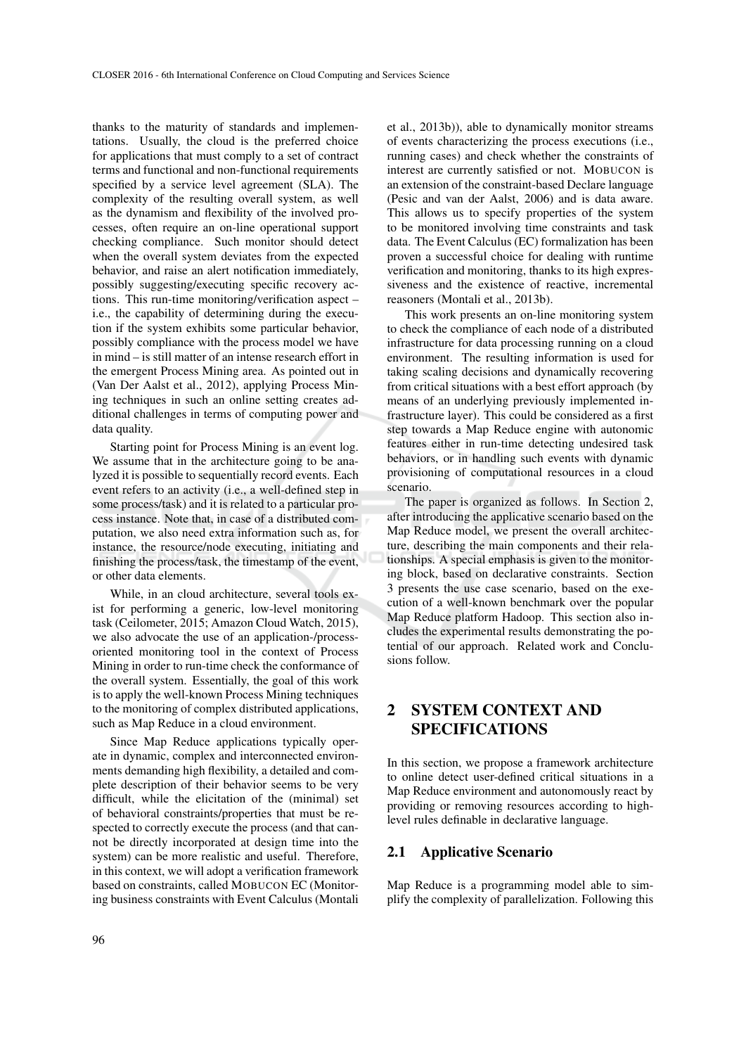thanks to the maturity of standards and implementations. Usually, the cloud is the preferred choice for applications that must comply to a set of contract terms and functional and non-functional requirements specified by a service level agreement (SLA). The complexity of the resulting overall system, as well as the dynamism and flexibility of the involved processes, often require an on-line operational support checking compliance. Such monitor should detect when the overall system deviates from the expected behavior, and raise an alert notification immediately, possibly suggesting/executing specific recovery actions. This run-time monitoring/verification aspect – i.e., the capability of determining during the execution if the system exhibits some particular behavior, possibly compliance with the process model we have in mind – is still matter of an intense research effort in the emergent Process Mining area. As pointed out in (Van Der Aalst et al., 2012), applying Process Mining techniques in such an online setting creates additional challenges in terms of computing power and data quality.

Starting point for Process Mining is an event log. We assume that in the architecture going to be analyzed it is possible to sequentially record events. Each event refers to an activity (i.e., a well-defined step in some process/task) and it is related to a particular process instance. Note that, in case of a distributed computation, we also need extra information such as, for instance, the resource/node executing, initiating and finishing the process/task, the timestamp of the event, or other data elements.

While, in an cloud architecture, several tools exist for performing a generic, low-level monitoring task (Ceilometer, 2015; Amazon Cloud Watch, 2015), we also advocate the use of an application-/process-oriented monitoring tool in the context of Process Mining in order to run-time check the conformance of the overall system. Essentially, the goal of this work is to apply the well-known Process Mining techniques to the monitoring of complex distributed applications, such as Map Reduce in a cloud environment.

Since Map Reduce applications typically operate in dynamic, complex and interconnected environments demanding high flexibility, a detailed and complete description of their behavior seems to be very difficult, while the elicitation of the (minimal) set of behavioral constraints/properties that must be respected to correctly execute the process (and that cannot be directly incorporated at design time into the system) can be more realistic and useful. Therefore, in this context, we will adopt a verification framework based on constraints, called MOBUCON EC (Monitoring business constraints with Event Calculus (Montali et al., 2013b)), able to dynamically monitor streams of events characterizing the process executions (i.e., running cases) and check whether the constraints of interest are currently satisfied or not. MOBUCON is an extension of the constraint-based Declare language (Pesic and van der Aalst, 2006) and is data aware. This allows us to specify properties of the system to be monitored involving time constraints and task data. The Event Calculus (EC) formalization has been proven a successful choice for dealing with runtime verification and monitoring, thanks to its high expressiveness and the existence of reactive, incremental reasoners (Montali et al., 2013b).

This work presents an on-line monitoring system to check the compliance of each node of a distributed infrastructure for data processing running on a cloud environment. The resulting information is used for taking scaling decisions and dynamically recovering from critical situations with a best effort approach (by means of an underlying previously implemented infrastructure layer). This could be considered as a first step towards a Map Reduce engine with autonomic features either in run-time detecting undesired task behaviors, or in handling such events with dynamic provisioning of computational resources in a cloud scenario.

The paper is organized as follows. In Section 2, after introducing the applicative scenario based on the Map Reduce model, we present the overall architecture, describing the main components and their relationships. A special emphasis is given to the monitoring block, based on declarative constraints. Section 3 presents the use case scenario, based on the execution of a well-known benchmark over the popular Map Reduce platform Hadoop. This section also includes the experimental results demonstrating the potential of our approach. Related work and Conclusions follow.

## 2 SYSTEM CONTEXT AND SPECIFICATIONS

In this section, we propose a framework architecture to online detect user-defined critical situations in a Map Reduce environment and autonomously react by providing or removing resources according to high-level rules definable in declarative language.

### 2.1 Applicative Scenario

Map Reduce is a programming model able to simplify the complexity of parallelization. Following this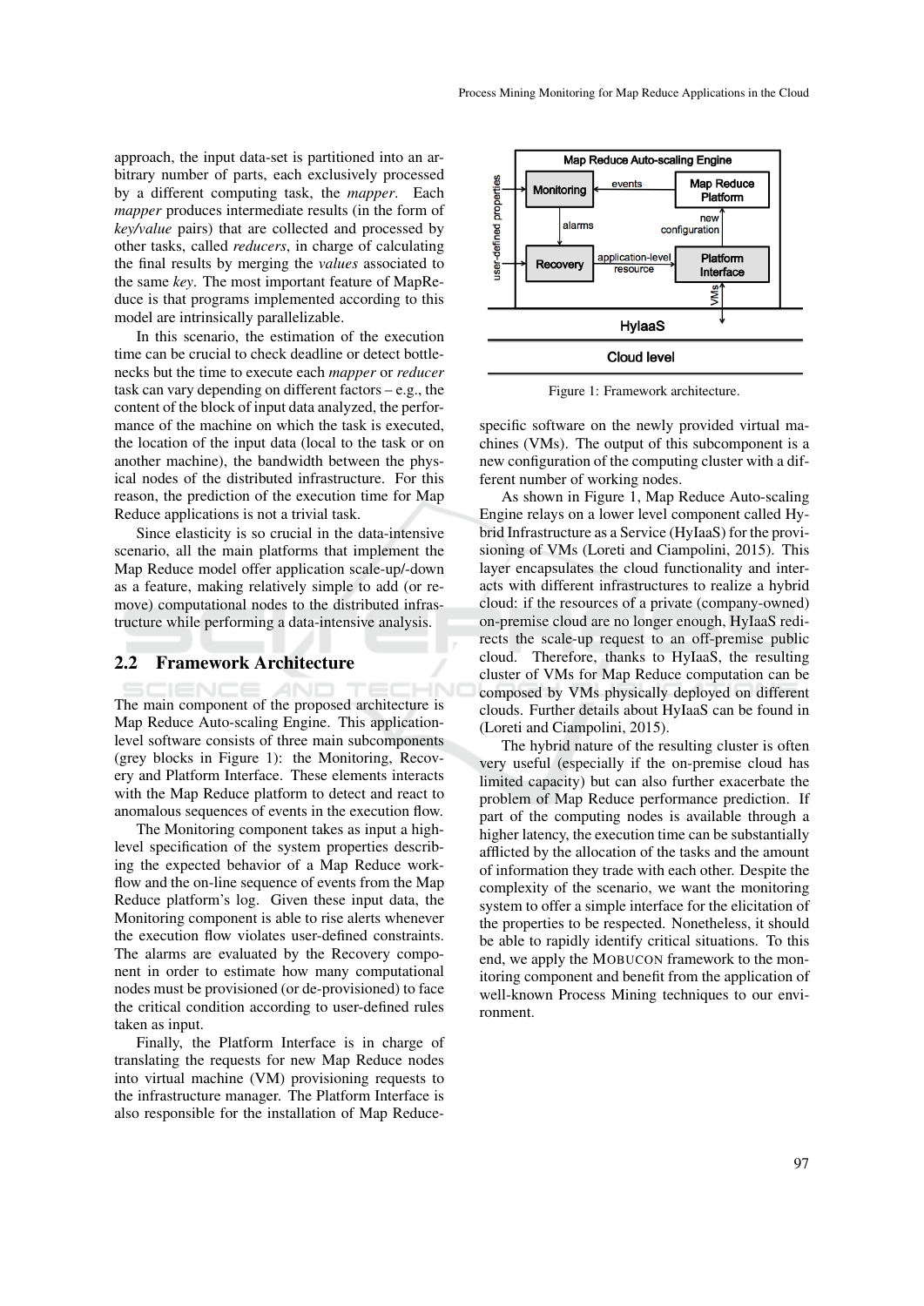approach, the input data-set is partitioned into an arbitrary number of parts, each exclusively processed by a different computing task, the *mapper*. Each *mapper* produces intermediate results (in the form of *key/value* pairs) that are collected and processed by other tasks, called *reducers*, in charge of calculating the final results by merging the *values* associated to the same *key*. The most important feature of MapReduce is that programs implemented according to this model are intrinsically parallelizable.

In this scenario, the estimation of the execution time can be crucial to check deadline or detect bottlenecks but the time to execute each *mapper* or *reducer* task can vary depending on different factors – e.g., the content of the block of input data analyzed, the performance of the machine on which the task is executed, the location of the input data (local to the task or on another machine), the bandwidth between the physical nodes of the distributed infrastructure. For this reason, the prediction of the execution time for Map Reduce applications is not a trivial task.

Since elasticity is so crucial in the data-intensive scenario, all the main platforms that implement the Map Reduce model offer application scale-up/-down as a feature, making relatively simple to add (or remove) computational nodes to the distributed infrastructure while performing a data-intensive analysis.

## 2.2 Framework Architecture

The main component of the proposed architecture is Map Reduce Auto-scaling Engine. This application-level software consists of three main subcomponents (grey blocks in Figure 1): the Monitoring, Recovery and Platform Interface. These elements interacts with the Map Reduce platform to detect and react to anomalous sequences of events in the execution flow.

The Monitoring component takes as input a high-level specification of the system properties describing the expected behavior of a Map Reduce workflow and the on-line sequence of events from the Map Reduce platform's log. Given these input data, the Monitoring component is able to rise alerts whenever the execution flow violates user-defined constraints. The alarms are evaluated by the Recovery component in order to estimate how many computational nodes must be provisioned (or de-provisioned) to face the critical condition according to user-defined rules taken as input.

Finally, the Platform Interface is in charge of translating the requests for new Map Reduce nodes into virtual machine (VM) provisioning requests to the infrastructure manager. The Platform Interface is also responsible for the installation of Map Reduce-specific software on the newly provided virtual machines (VMs). The output of this subcomponent is a new configuration of the computing cluster with a different number of working nodes.

Figure 1: Framework architecture.

As shown in Figure 1, Map Reduce Auto-scaling Engine relays on a lower level component called Hybrid Infrastructure as a Service (HyIaaS) for the provisioning of VMs (Loreti and Ciampolini, 2015). This layer encapsulates the cloud functionality and interacts with different infrastructures to realize a hybrid cloud: if the resources of a private (company-owned) on-premise cloud are no longer enough, HyIaaS redirects the scale-up request to an off-premise public cloud. Therefore, thanks to HyIaaS, the resulting cluster of VMs for Map Reduce computation can be composed by VMs physically deployed on different clouds. Further details about HyIaaS can be found in (Loreti and Ciampolini, 2015).

The hybrid nature of the resulting cluster is often very useful (especially if the on-premise cloud has limited capacity) but can also further exacerbate the problem of Map Reduce performance prediction. If part of the computing nodes is available through a higher latency, the execution time can be substantially afflicted by the allocation of the tasks and the amount of information they trade with each other. Despite the complexity of the scenario, we want the monitoring system to offer a simple interface for the elicitation of the properties to be respected. Nonetheless, it should be able to rapidly identify critical situations. To this end, we apply the MOBUCON framework to the monitoring component and benefit from the application of well-known Process Mining techniques to our environment.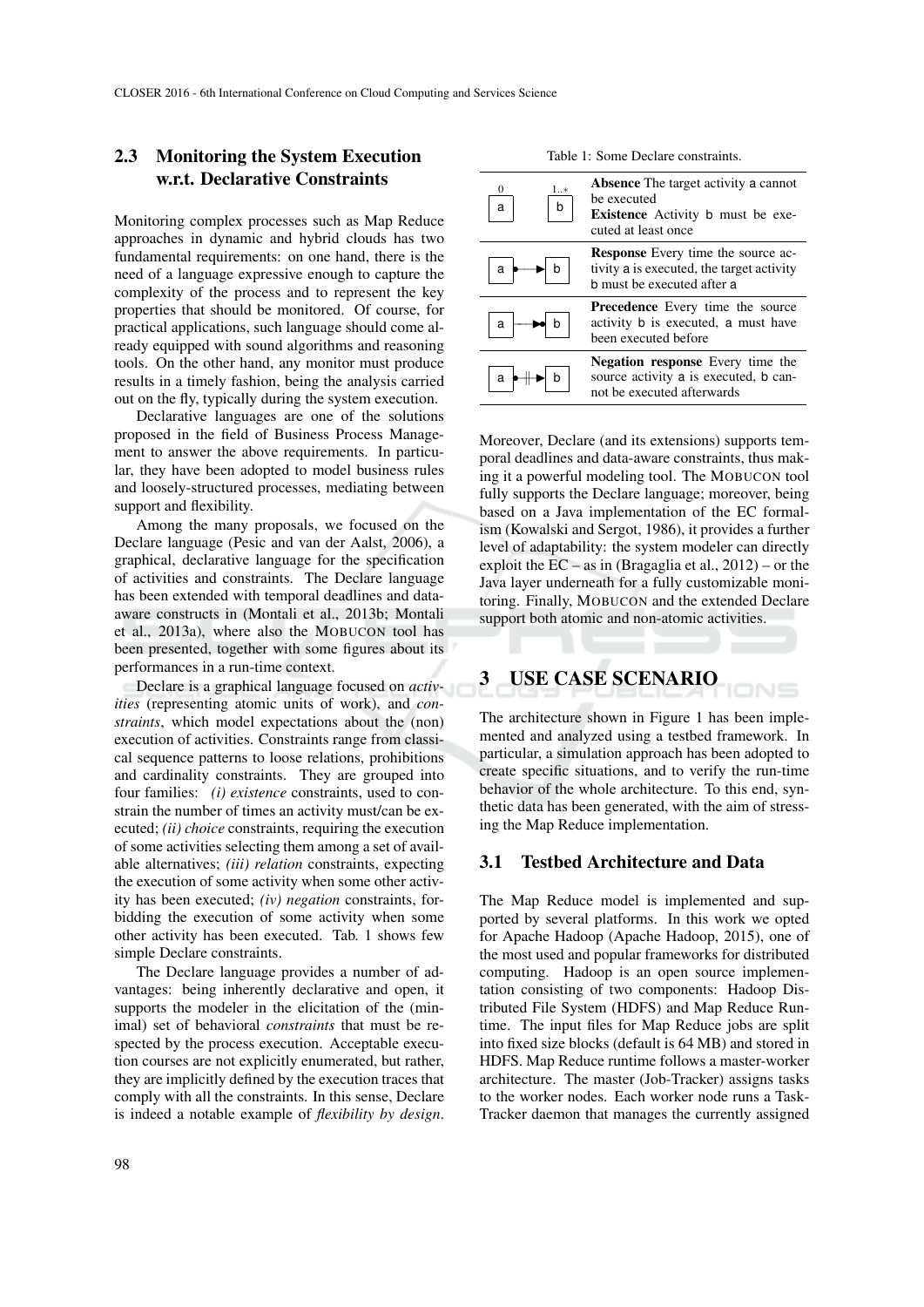## 2.3 Monitoring the System Execution w.r.t. Declarative Constraints

Monitoring complex processes such as Map Reduce approaches in dynamic and hybrid clouds has two fundamental requirements: on one hand, there is the need of a language expressive enough to capture the complexity of the process and to represent the key properties that should be monitored. Of course, for practical applications, such language should come already equipped with sound algorithms and reasoning tools. On the other hand, any monitor must produce results in a timely fashion, being the analysis carried out on the fly, typically during the system execution.

Declarative languages are one of the solutions proposed in the field of Business Process Management to answer the above requirements. In particular, they have been adopted to model business rules and loosely-structured processes, mediating between support and flexibility.

Among the many proposals, we focused on the Declare language (Pesic and van der Aalst, 2006), a graphical, declarative language for the specification of activities and constraints. The Declare language has been extended with temporal deadlines and data-aware constructs in (Montali et al., 2013b; Montali et al., 2013a), where also the MOBUCON tool has been presented, together with some figures about its performances in a run-time context.

Declare is a graphical language focused on *activities* (representing atomic units of work), and *constraints*, which model expectations about the (non) execution of activities. Constraints range from classical sequence patterns to loose relations, prohibitions and cardinality constraints. They are grouped into four families: *(i) existence* constraints, used to constrain the number of times an activity must/can be executed; *(ii) choice* constraints, requiring the execution of some activities selecting them among a set of available alternatives; *(iii) relation* constraints, expecting the execution of some activity when some other activity has been executed; *(iv) negation* constraints, forbidding the execution of some activity when some other activity has been executed. Tab. 1 shows few simple Declare constraints.

The Declare language provides a number of advantages: being inherently declarative and open, it supports the modeler in the elicitation of the (minimal) set of behavioral *constraints* that must be respected by the process execution. Acceptable execution courses are not explicitly enumerated, but rather, they are implicitly defined by the execution traces that comply with all the constraints. In this sense, Declare is indeed a notable example of *flexibility by design*.

Table 1: Some Declare constraints.

| Notation | Description |
|---|---|
| a (0) &nbsp;&nbsp; b (1..*) | **Absence** The target activity a cannot be executed<br>**Existence** Activity b must be executed at least once |
| a •—▶ b | **Response** Every time the source activity a is executed, the target activity b must be executed after a |
| a —•▶ b | **Precedence** Every time the source activity b is executed, a must have been executed before |
| a •‖▶ b | **Negation response** Every time the source activity a is executed, b cannot be executed afterwards |

Moreover, Declare (and its extensions) supports temporal deadlines and data-aware constraints, thus making it a powerful modeling tool. The MOBUCON tool fully supports the Declare language; moreover, being based on a Java implementation of the EC formalism (Kowalski and Sergot, 1986), it provides a further level of adaptability: the system modeler can directly exploit the EC – as in (Bragaglia et al., 2012) – or the Java layer underneath for a fully customizable monitoring. Finally, MOBUCON and the extended Declare support both atomic and non-atomic activities.

# 3 USE CASE SCENARIO

The architecture shown in Figure 1 has been implemented and analyzed using a testbed framework. In particular, a simulation approach has been adopted to create specific situations, and to verify the run-time behavior of the whole architecture. To this end, synthetic data has been generated, with the aim of stressing the Map Reduce implementation.

## 3.1 Testbed Architecture and Data

The Map Reduce model is implemented and supported by several platforms. In this work we opted for Apache Hadoop (Apache Hadoop, 2015), one of the most used and popular frameworks for distributed computing. Hadoop is an open source implementation consisting of two components: Hadoop Distributed File System (HDFS) and Map Reduce Runtime. The input files for Map Reduce jobs are split into fixed size blocks (default is 64 MB) and stored in HDFS. Map Reduce runtime follows a master-worker architecture. The master (Job-Tracker) assigns tasks to the worker nodes. Each worker node runs a Task-Tracker daemon that manages the currently assigned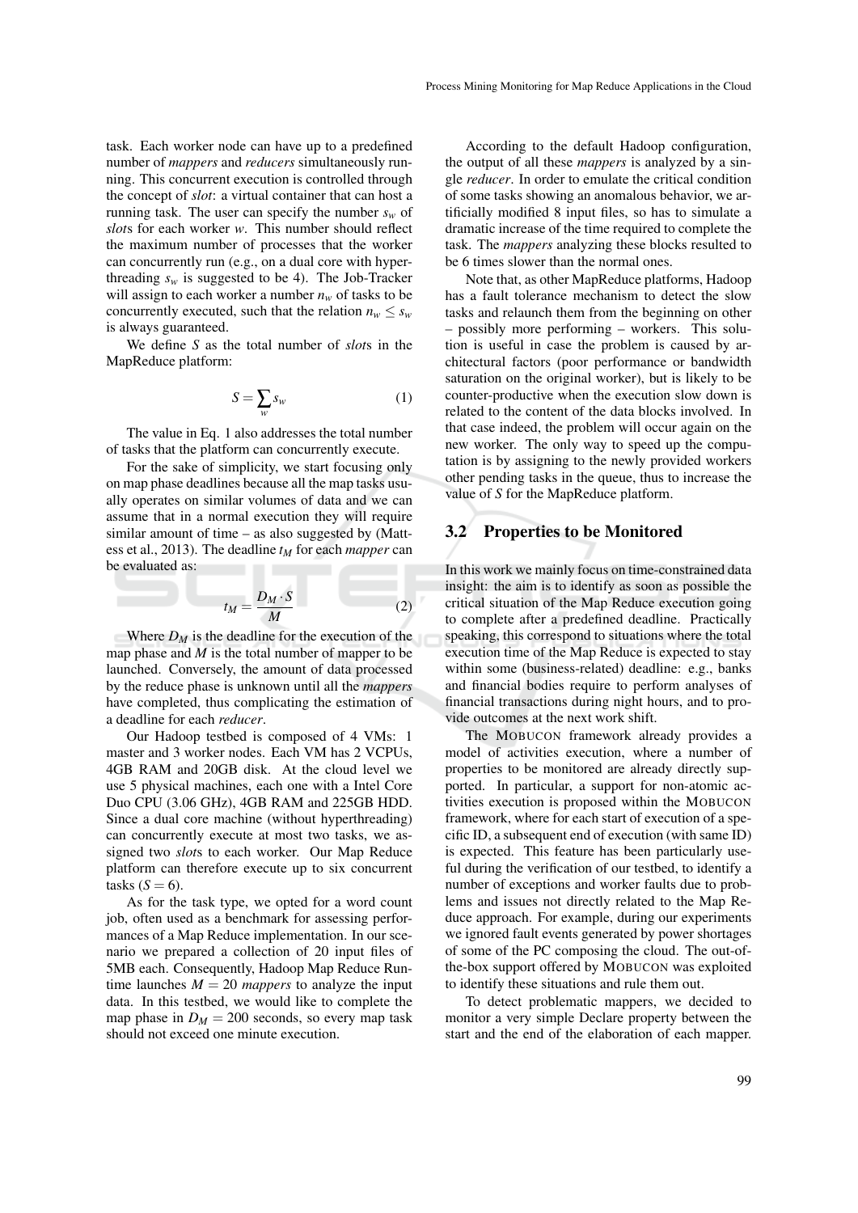task. Each worker node can have up to a predefined number of *mappers* and *reducers* simultaneously running. This concurrent execution is controlled through the concept of *slot*: a virtual container that can host a running task. The user can specify the number $s_w$ of *slot*s for each worker $w$. This number should reflect the maximum number of processes that the worker can concurrently run (e.g., on a dual core with hyperthreading $s_w$ is suggested to be 4). The Job-Tracker will assign to each worker a number $n_w$ of tasks to be concurrently executed, such that the relation $n_w \leq s_w$ is always guaranteed.

We define $S$ as the total number of *slot*s in the MapReduce platform:

$$S = \sum_{w} s_w \tag{1}$$

The value in Eq. 1 also addresses the total number of tasks that the platform can concurrently execute.

For the sake of simplicity, we start focusing only on map phase deadlines because all the map tasks usually operates on similar volumes of data and we can assume that in a normal execution they will require similar amount of time – as also suggested by (Mattess et al., 2013). The deadline $t_M$ for each *mapper* can be evaluated as:

$$t_M = \frac{D_M \cdot S}{M} \tag{2}$$

Where $D_M$ is the deadline for the execution of the map phase and $M$ is the total number of mapper to be launched. Conversely, the amount of data processed by the reduce phase is unknown until all the *mappers* have completed, thus complicating the estimation of a deadline for each *reducer*.

Our Hadoop testbed is composed of 4 VMs: 1 master and 3 worker nodes. Each VM has 2 VCPUs, 4GB RAM and 20GB disk. At the cloud level we use 5 physical machines, each one with a Intel Core Duo CPU (3.06 GHz), 4GB RAM and 225GB HDD. Since a dual core machine (without hyperthreading) can concurrently execute at most two tasks, we assigned two *slot*s to each worker. Our Map Reduce platform can therefore execute up to six concurrent tasks ($S = 6$).

As for the task type, we opted for a word count job, often used as a benchmark for assessing performances of a Map Reduce implementation. In our scenario we prepared a collection of 20 input files of 5MB each. Consequently, Hadoop Map Reduce Runtime launches $M = 20$ *mappers* to analyze the input data. In this testbed, we would like to complete the map phase in $D_M = 200$ seconds, so every map task should not exceed one minute execution.

According to the default Hadoop configuration, the output of all these *mappers* is analyzed by a single *reducer*. In order to emulate the critical condition of some tasks showing an anomalous behavior, we artificially modified 8 input files, so has to simulate a dramatic increase of the time required to complete the task. The *mappers* analyzing these blocks resulted to be 6 times slower than the normal ones.

Note that, as other MapReduce platforms, Hadoop has a fault tolerance mechanism to detect the slow tasks and relaunch them from the beginning on other – possibly more performing – workers. This solution is useful in case the problem is caused by architectural factors (poor performance or bandwidth saturation on the original worker), but is likely to be counter-productive when the execution slow down is related to the content of the data blocks involved. In that case indeed, the problem will occur again on the new worker. The only way to speed up the computation is by assigning to the newly provided workers other pending tasks in the queue, thus to increase the value of $S$ for the MapReduce platform.

## 3.2 Properties to be Monitored

In this work we mainly focus on time-constrained data insight: the aim is to identify as soon as possible the critical situation of the Map Reduce execution going to complete after a predefined deadline. Practically speaking, this correspond to situations where the total execution time of the Map Reduce is expected to stay within some (business-related) deadline: e.g., banks and financial bodies require to perform analyses of financial transactions during night hours, and to provide outcomes at the next work shift.

The MOBUCON framework already provides a model of activities execution, where a number of properties to be monitored are already directly supported. In particular, a support for non-atomic activities execution is proposed within the MOBUCON framework, where for each start of execution of a specific ID, a subsequent end of execution (with same ID) is expected. This feature has been particularly useful during the verification of our testbed, to identify a number of exceptions and worker faults due to problems and issues not directly related to the Map Reduce approach. For example, during our experiments we ignored fault events generated by power shortages of some of the PC composing the cloud. The out-of-the-box support offered by MOBUCON was exploited to identify these situations and rule them out.

To detect problematic mappers, we decided to monitor a very simple Declare property between the start and the end of the elaboration of each mapper.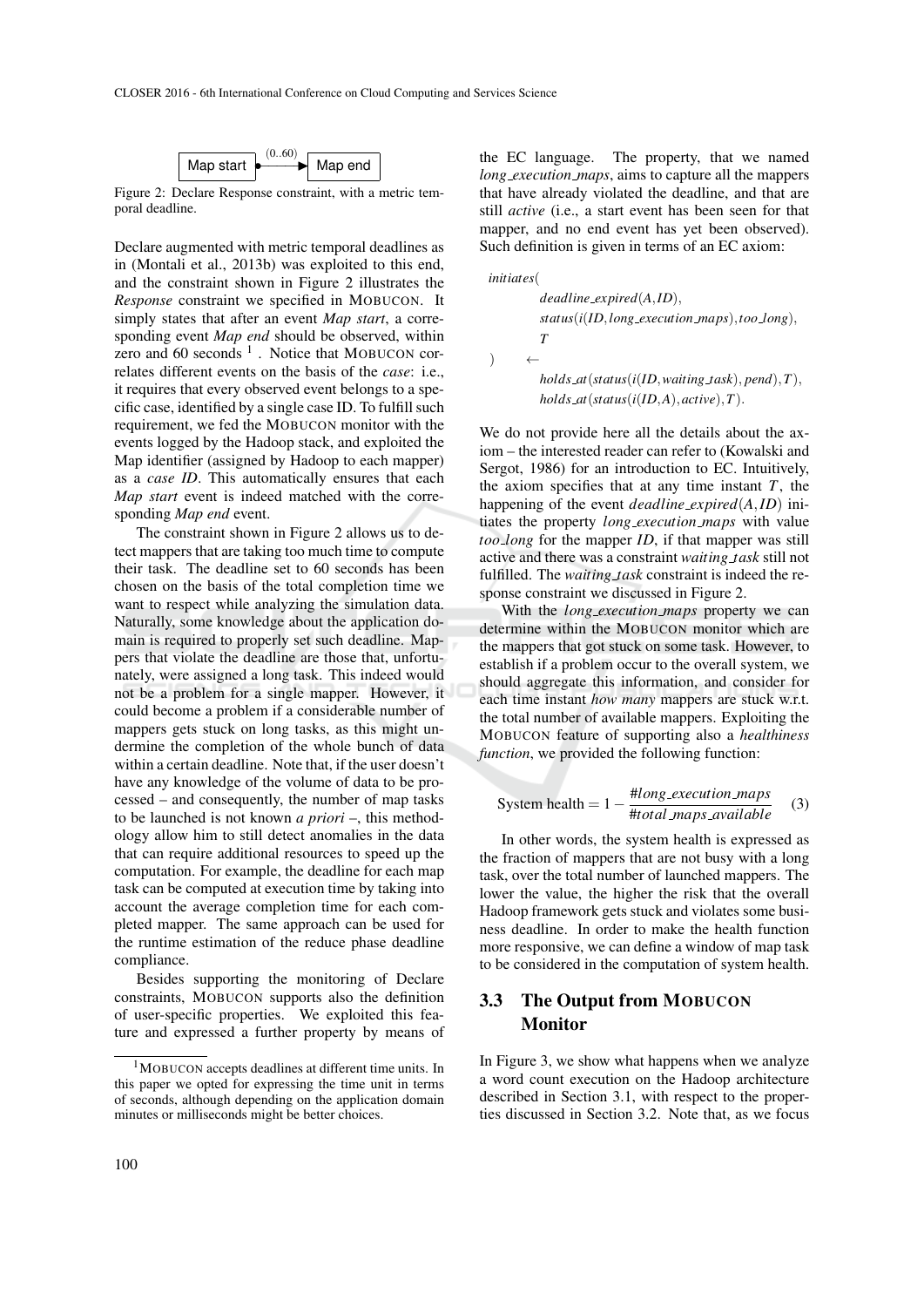Map start —(0..60)→ Map end

Figure 2: Declare Response constraint, with a metric temporal deadline.

Declare augmented with metric temporal deadlines as in (Montali et al., 2013b) was exploited to this end, and the constraint shown in Figure 2 illustrates the *Response* constraint we specified in MOBUCON. It simply states that after an event *Map start*, a corresponding event *Map end* should be observed, within zero and 60 seconds [1]. Notice that MOBUCON correlates different events on the basis of the *case*: i.e., it requires that every observed event belongs to a specific case, identified by a single case ID. To fulfill such requirement, we fed the MOBUCON monitor with the events logged by the Hadoop stack, and exploited the Map identifier (assigned by Hadoop to each mapper) as a *case ID*. This automatically ensures that each *Map start* event is indeed matched with the corresponding *Map end* event.

The constraint shown in Figure 2 allows us to detect mappers that are taking too much time to compute their task. The deadline set to 60 seconds has been chosen on the basis of the total completion time we want to respect while analyzing the simulation data. Naturally, some knowledge about the application domain is required to properly set such deadline. Mappers that violate the deadline are those that, unfortunately, were assigned a long task. This indeed would not be a problem for a single mapper. However, it could become a problem if a considerable number of mappers gets stuck on long tasks, as this might undermine the completion of the whole bunch of data within a certain deadline. Note that, if the user doesn't have any knowledge of the volume of data to be processed – and consequently, the number of map tasks to be launched is not known *a priori* –, this methodology allow him to still detect anomalies in the data that can require additional resources to speed up the computation. For example, the deadline for each map task can be computed at execution time by taking into account the average completion time for each completed mapper. The same approach can be used for the runtime estimation of the reduce phase deadline compliance.

Besides supporting the monitoring of Declare constraints, MOBUCON supports also the definition of user-specific properties. We exploited this feature and expressed a further property by means of the EC language. The property, that we named *long_execution_maps*, aims to capture all the mappers that have already violated the deadline, and that are still *active* (i.e., a start event has been seen for that mapper, and no end event has yet been observed). Such definition is given in terms of an EC axiom:

$$
\begin{aligned}
&initiates( \\
&\qquad deadline\_expired(A, ID), \\
&\qquad status(i(ID, long\_execution\_maps), too\_long), \\
&\qquad T \\
&) \quad \leftarrow \\
&\qquad holds\_at(status(i(ID, waiting\_task), pend), T), \\
&\qquad holds\_at(status(i(ID, A), active), T).
\end{aligned}
$$

We do not provide here all the details about the axiom – the interested reader can refer to (Kowalski and Sergot, 1986) for an introduction to EC. Intuitively, the axiom specifies that at any time instant $T$, the happening of the event $deadline\_expired(A, ID)$ initiates the property *long_execution_maps* with value *too_long* for the mapper $ID$, if that mapper was still active and there was a constraint *waiting_task* still not fulfilled. The *waiting_task* constraint is indeed the response constraint we discussed in Figure 2.

With the *long_execution_maps* property we can determine within the MOBUCON monitor which are the mappers that got stuck on some task. However, to establish if a problem occur to the overall system, we should aggregate this information, and consider for each time instant *how many* mappers are stuck w.r.t. the total number of available mappers. Exploiting the MOBUCON feature of supporting also a *healthiness function*, we provided the following function:

$$
\text{System health} = 1 - \frac{\#long\_execution\_maps}{\#total\_maps\_available} \qquad (3)
$$

In other words, the system health is expressed as the fraction of mappers that are not busy with a long task, over the total number of launched mappers. The lower the value, the higher the risk that the overall Hadoop framework gets stuck and violates some business deadline. In order to make the health function more responsive, we can define a window of map task to be considered in the computation of system health.

### 3.3 The Output from MOBUCON Monitor

In Figure 3, we show what happens when we analyze a word count execution on the Hadoop architecture described in Section 3.1, with respect to the properties discussed in Section 3.2. Note that, as we focus

[1] MOBUCON accepts deadlines at different time units. In this paper we opted for expressing the time unit in terms of seconds, although depending on the application domain minutes or milliseconds might be better choices.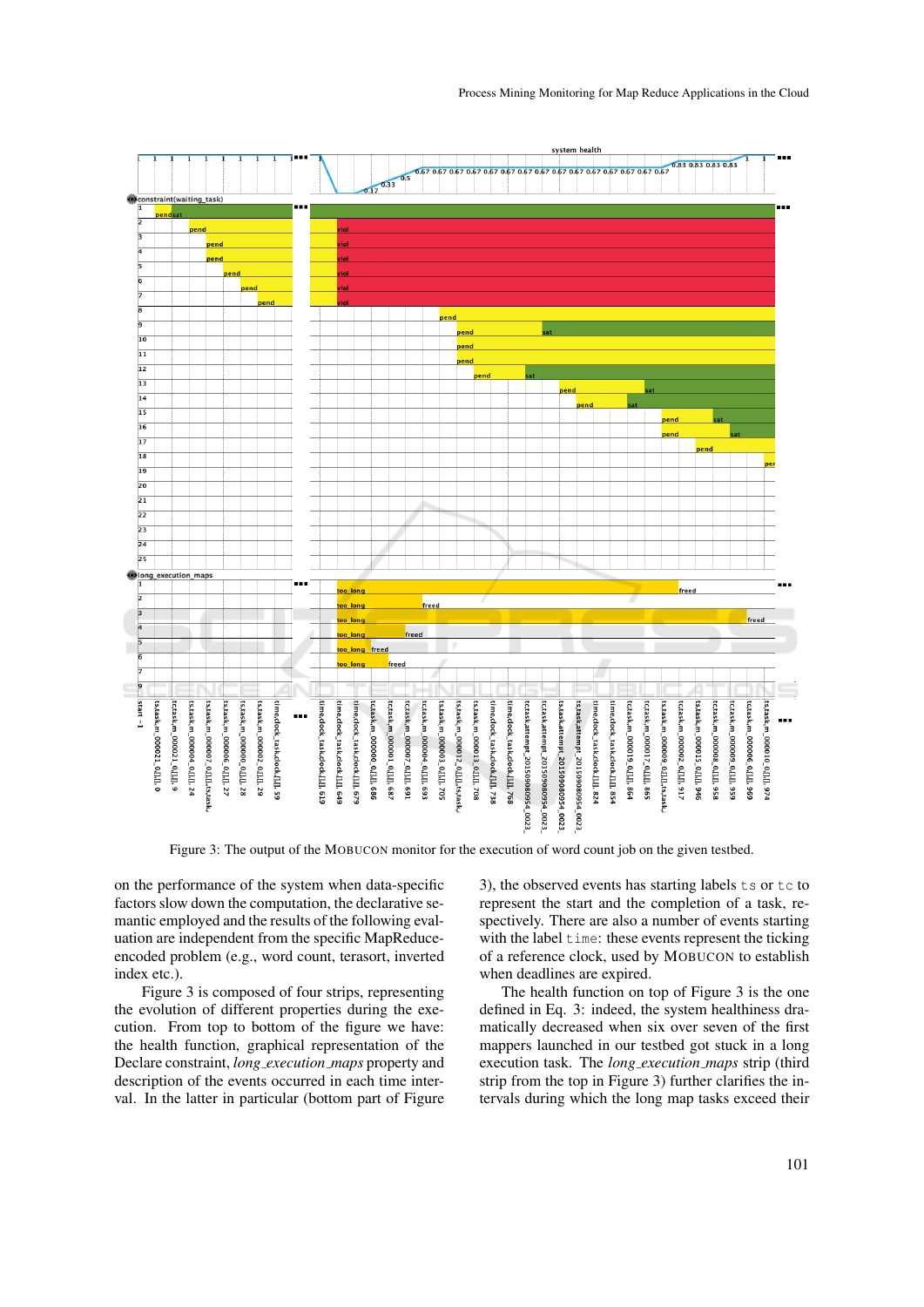Figure 3: The output of the MOBUCON monitor for the execution of word count job on the given testbed.

on the performance of the system when data-specific factors slow down the computation, the declarative semantic employed and the results of the following evaluation are independent from the specific MapReduce-encoded problem (e.g., word count, terasort, inverted index etc.).

Figure 3 is composed of four strips, representing the evolution of different properties during the execution. From top to bottom of the figure we have: the health function, graphical representation of the Declare constraint, *long_execution_maps* property and description of the events occurred in each time interval. In the latter in particular (bottom part of Figure 3), the observed events has starting labels `ts` or `tc` to represent the start and the completion of a task, respectively. There are also a number of events starting with the label `time`: these events represent the ticking of a reference clock, used by MOBUCON to establish when deadlines are expired.

The health function on top of Figure 3 is the one defined in Eq. 3: indeed, the system healthiness dramatically decreased when six over seven of the first mappers launched in our testbed got stuck in a long execution task. The *long_execution_maps* strip (third strip from the top in Figure 3) further clarifies the intervals during which the long map tasks exceed their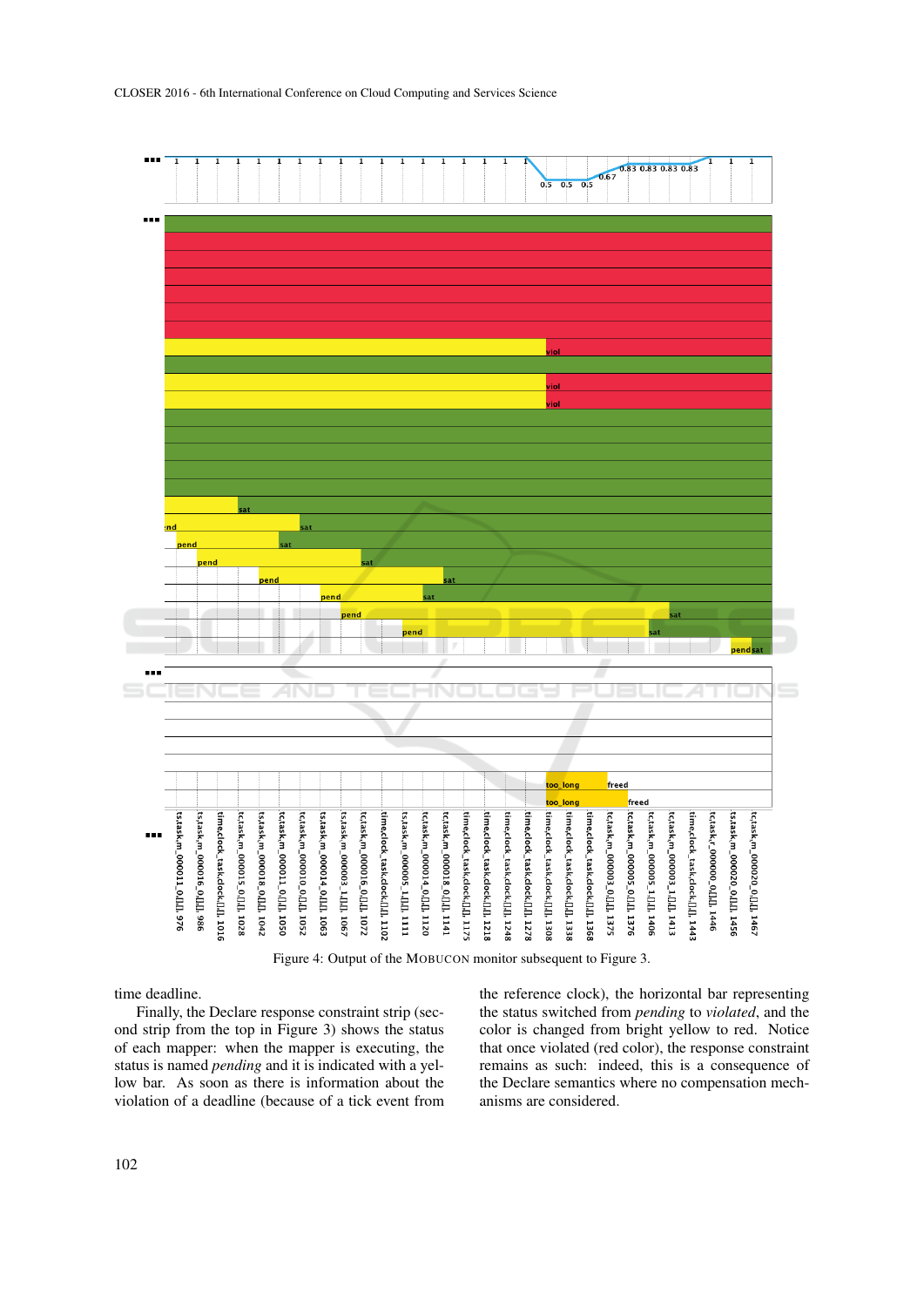Figure 4: Output of the MOBUCON monitor subsequent to Figure 3.

time deadline.

Finally, the Declare response constraint strip (second strip from the top in Figure 3) shows the status of each mapper: when the mapper is executing, the status is named *pending* and it is indicated with a yellow bar. As soon as there is information about the violation of a deadline (because of a tick event from the reference clock), the horizontal bar representing the status switched from *pending* to *violated*, and the color is changed from bright yellow to red. Notice that once violated (red color), the response constraint remains as such: indeed, this is a consequence of the Declare semantics where no compensation mechanisms are considered.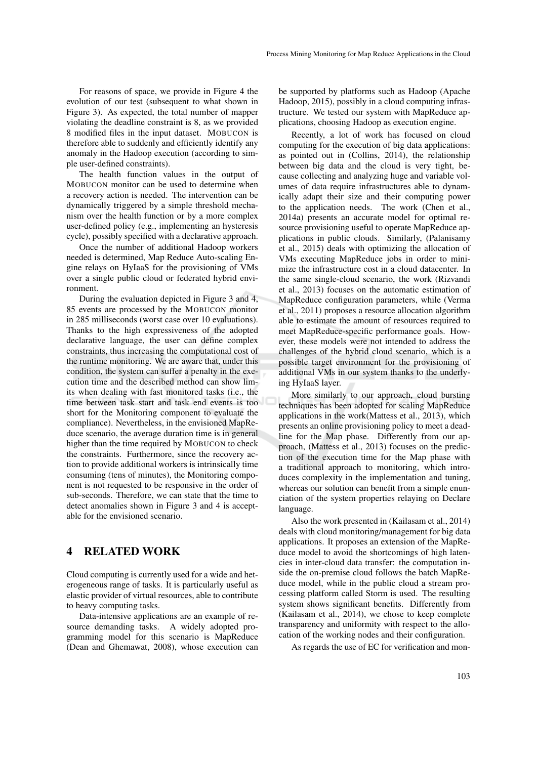For reasons of space, we provide in Figure 4 the evolution of our test (subsequent to what shown in Figure 3). As expected, the total number of mapper violating the deadline constraint is 8, as we provided 8 modified files in the input dataset. MOBUCON is therefore able to suddenly and efficiently identify any anomaly in the Hadoop execution (according to simple user-defined constraints).

The health function values in the output of MOBUCON monitor can be used to determine when a recovery action is needed. The intervention can be dynamically triggered by a simple threshold mechanism over the health function or by a more complex user-defined policy (e.g., implementing an hysteresis cycle), possibly specified with a declarative approach.

Once the number of additional Hadoop workers needed is determined, Map Reduce Auto-scaling Engine relays on HyIaaS for the provisioning of VMs over a single public cloud or federated hybrid environment.

During the evaluation depicted in Figure 3 and 4, 85 events are processed by the MOBUCON monitor in 285 milliseconds (worst case over 10 evaluations). Thanks to the high expressiveness of the adopted declarative language, the user can define complex constraints, thus increasing the computational cost of the runtime monitoring. We are aware that, under this condition, the system can suffer a penalty in the execution time and the described method can show limits when dealing with fast monitored tasks (i.e., the time between task start and task end events is too short for the Monitoring component to evaluate the compliance). Nevertheless, in the envisioned MapReduce scenario, the average duration time is in general higher than the time required by MOBUCON to check the constraints. Furthermore, since the recovery action to provide additional workers is intrinsically time consuming (tens of minutes), the Monitoring component is not requested to be responsive in the order of sub-seconds. Therefore, we can state that the time to detect anomalies shown in Figure 3 and 4 is acceptable for the envisioned scenario.

## 4 RELATED WORK

Cloud computing is currently used for a wide and heterogeneous range of tasks. It is particularly useful as elastic provider of virtual resources, able to contribute to heavy computing tasks.

Data-intensive applications are an example of resource demanding tasks. A widely adopted programming model for this scenario is MapReduce (Dean and Ghemawat, 2008), whose execution can be supported by platforms such as Hadoop (Apache Hadoop, 2015), possibly in a cloud computing infrastructure. We tested our system with MapReduce applications, choosing Hadoop as execution engine.

Recently, a lot of work has focused on cloud computing for the execution of big data applications: as pointed out in (Collins, 2014), the relationship between big data and the cloud is very tight, because collecting and analyzing huge and variable volumes of data require infrastructures able to dynamically adapt their size and their computing power to the application needs. The work (Chen et al., 2014a) presents an accurate model for optimal resource provisioning useful to operate MapReduce applications in public clouds. Similarly, (Palanisamy et al., 2015) deals with optimizing the allocation of VMs executing MapReduce jobs in order to minimize the infrastructure cost in a cloud datacenter. In the same single-cloud scenario, the work (Rizvandi et al., 2013) focuses on the automatic estimation of MapReduce configuration parameters, while (Verma et al., 2011) proposes a resource allocation algorithm able to estimate the amount of resources required to meet MapReduce-specific performance goals. However, these models were not intended to address the challenges of the hybrid cloud scenario, which is a possible target environment for the provisioning of additional VMs in our system thanks to the underlying HyIaaS layer.

More similarly to our approach, cloud bursting techniques has been adopted for scaling MapReduce applications in the work(Mattess et al., 2013), which presents an online provisioning policy to meet a deadline for the Map phase. Differently from our approach, (Mattess et al., 2013) focuses on the prediction of the execution time for the Map phase with a traditional approach to monitoring, which introduces complexity in the implementation and tuning, whereas our solution can benefit from a simple enunciation of the system properties relaying on Declare language.

Also the work presented in (Kailasam et al., 2014) deals with cloud monitoring/management for big data applications. It proposes an extension of the MapReduce model to avoid the shortcomings of high latencies in inter-cloud data transfer: the computation inside the on-premise cloud follows the batch MapReduce model, while in the public cloud a stream processing platform called Storm is used. The resulting system shows significant benefits. Differently from (Kailasam et al., 2014), we chose to keep complete transparency and uniformity with respect to the allocation of the working nodes and their configuration.

As regards the use of EC for verification and mon-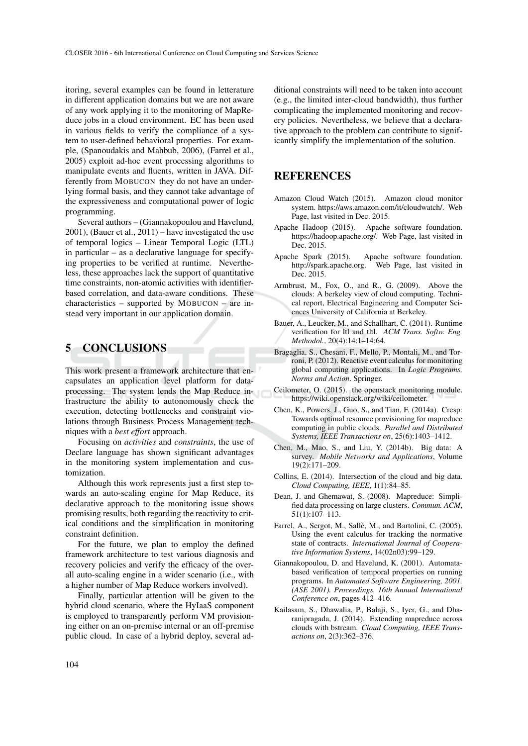itoring, several examples can be found in letterature in different application domains but we are not aware of any work applying it to the monitoring of MapReduce jobs in a cloud environment. EC has been used in various fields to verify the compliance of a system to user-defined behavioral properties. For example, (Spanoudakis and Mahbub, 2006), (Farrel et al., 2005) exploit ad-hoc event processing algorithms to manipulate events and fluents, written in JAVA. Differently from MOBUCON they do not have an underlying formal basis, and they cannot take advantage of the expressiveness and computational power of logic programming.

Several authors – (Giannakopoulou and Havelund, 2001), (Bauer et al., 2011) – have investigated the use of temporal logics – Linear Temporal Logic (LTL) in particular – as a declarative language for specifying properties to be verified at runtime. Nevertheless, these approaches lack the support of quantitative time constraints, non-atomic activities with identifier-based correlation, and data-aware conditions. These characteristics – supported by MOBUCON – are instead very important in our application domain.

# 5 CONCLUSIONS

This work present a framework architecture that encapsulates an application level platform for data-processing. The system lends the Map Reduce infrastructure the ability to autonomously check the execution, detecting bottlenecks and constraint violations through Business Process Management techniques with a *best effort* approach.

Focusing on *activities* and *constraints*, the use of Declare language has shown significant advantages in the monitoring system implementation and customization.

Although this work represents just a first step towards an auto-scaling engine for Map Reduce, its declarative approach to the monitoring issue shows promising results, both regarding the reactivity to critical conditions and the simplification in monitoring constraint definition.

For the future, we plan to employ the defined framework architecture to test various diagnosis and recovery policies and verify the efficacy of the overall auto-scaling engine in a wider scenario (i.e., with a higher number of Map Reduce workers involved).

Finally, particular attention will be given to the hybrid cloud scenario, where the HyIaaS component is employed to transparently perform VM provisioning either on an on-premise internal or an off-premise public cloud. In case of a hybrid deploy, several additional constraints will need to be taken into account (e.g., the limited inter-cloud bandwidth), thus further complicating the implemented monitoring and recovery policies. Nevertheless, we believe that a declarative approach to the problem can contribute to significantly simplify the implementation of the solution.

# REFERENCES

Amazon Cloud Watch (2015). Amazon cloud monitor system. https://aws.amazon.com/it/cloudwatch/. Web Page, last visited in Dec. 2015.

Apache Hadoop (2015). Apache software foundation. https://hadoop.apache.org/. Web Page, last visited in Dec. 2015.

Apache Spark (2015). Apache software foundation. http://spark.apache.org. Web Page, last visited in Dec. 2015.

Armbrust, M., Fox, O., and R., G. (2009). Above the clouds: A berkeley view of cloud computing. Technical report, Electrical Engineering and Computer Sciences University of California at Berkeley.

Bauer, A., Leucker, M., and Schallhart, C. (2011). Runtime verification for ltl and tltl. *ACM Trans. Softw. Eng. Methodol.*, 20(4):14:1–14:64.

Bragaglia, S., Chesani, F., Mello, P., Montali, M., and Torroni, P. (2012). Reactive event calculus for monitoring global computing applications. In *Logic Programs, Norms and Action*. Springer.

Ceilometer, O. (2015). the openstack monitoring module. https://wiki.openstack.org/wiki/ceilometer.

Chen, K., Powers, J., Guo, S., and Tian, F. (2014a). Cresp: Towards optimal resource provisioning for mapreduce computing in public clouds. *Parallel and Distributed Systems, IEEE Transactions on*, 25(6):1403–1412.

Chen, M., Mao, S., and Liu, Y. (2014b). Big data: A survey. *Mobile Networks and Applications*, Volume 19(2):171–209.

Collins, E. (2014). Intersection of the cloud and big data. *Cloud Computing, IEEE*, 1(1):84–85.

Dean, J. and Ghemawat, S. (2008). Mapreduce: Simplified data processing on large clusters. *Commun. ACM*, 51(1):107–113.

Farrel, A., Sergot, M., Sallè, M., and Bartolini, C. (2005). Using the event calculus for tracking the normative state of contracts. *International Journal of Cooperative Information Systems*, 14(02n03):99–129.

Giannakopoulou, D. and Havelund, K. (2001). Automata-based verification of temporal properties on running programs. In *Automated Software Engineering, 2001. (ASE 2001). Proceedings. 16th Annual International Conference on*, pages 412–416.

Kailasam, S., Dhawalia, P., Balaji, S., Iyer, G., and Dharanipragada, J. (2014). Extending mapreduce across clouds with bstream. *Cloud Computing, IEEE Transactions on*, 2(3):362–376.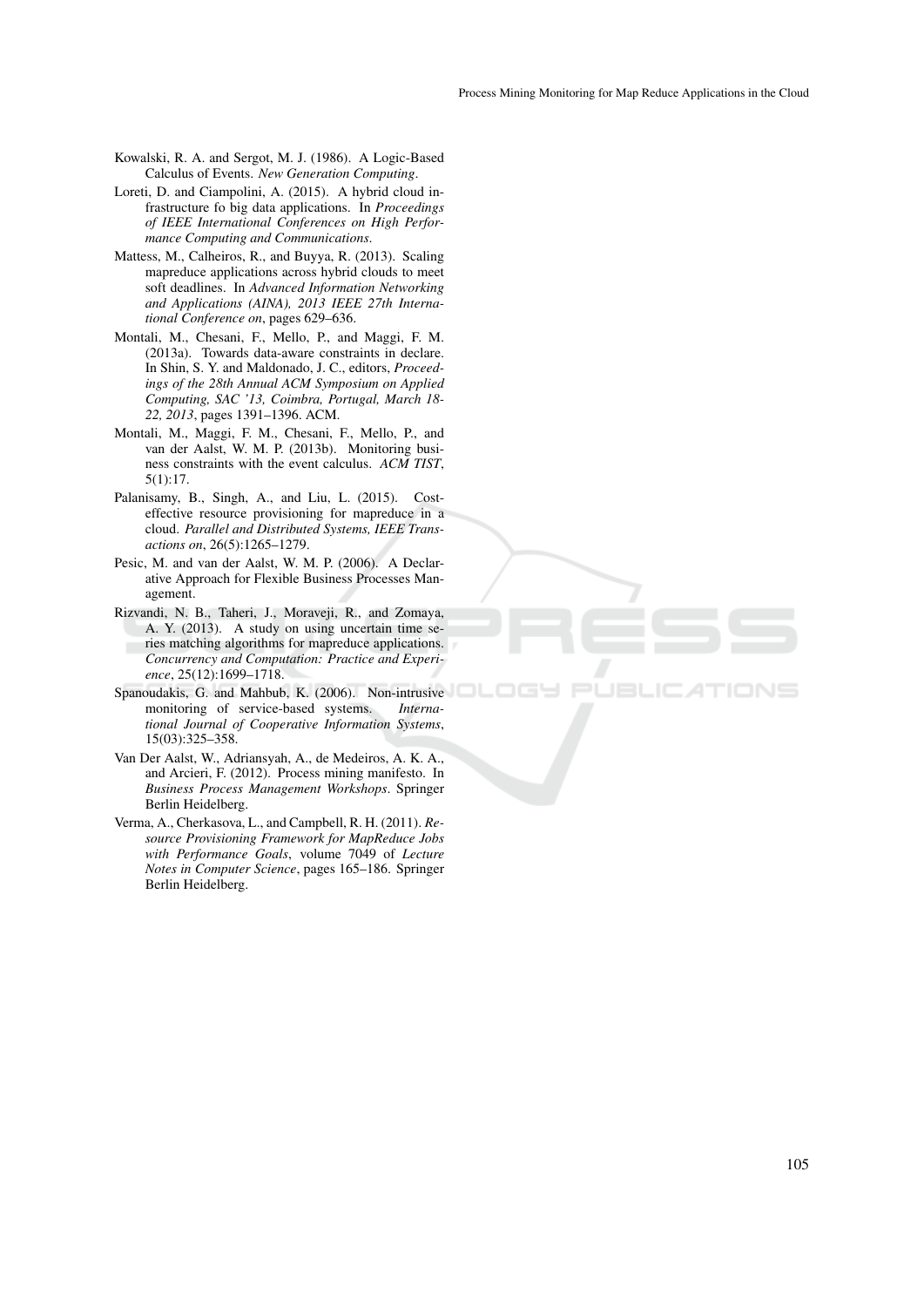Kowalski, R. A. and Sergot, M. J. (1986). A Logic-Based Calculus of Events. *New Generation Computing*.

Loreti, D. and Ciampolini, A. (2015). A hybrid cloud infrastructure fo big data applications. In *Proceedings of IEEE International Conferences on High Performance Computing and Communications*.

Mattess, M., Calheiros, R., and Buyya, R. (2013). Scaling mapreduce applications across hybrid clouds to meet soft deadlines. In *Advanced Information Networking and Applications (AINA), 2013 IEEE 27th International Conference on*, pages 629–636.

Montali, M., Chesani, F., Mello, P., and Maggi, F. M. (2013a). Towards data-aware constraints in declare. In Shin, S. Y. and Maldonado, J. C., editors, *Proceedings of the 28th Annual ACM Symposium on Applied Computing, SAC '13, Coimbra, Portugal, March 18-22, 2013*, pages 1391–1396. ACM.

Montali, M., Maggi, F. M., Chesani, F., Mello, P., and van der Aalst, W. M. P. (2013b). Monitoring business constraints with the event calculus. *ACM TIST*, 5(1):17.

Palanisamy, B., Singh, A., and Liu, L. (2015). Cost-effective resource provisioning for mapreduce in a cloud. *Parallel and Distributed Systems, IEEE Transactions on*, 26(5):1265–1279.

Pesic, M. and van der Aalst, W. M. P. (2006). A Declarative Approach for Flexible Business Processes Management.

Rizvandi, N. B., Taheri, J., Moraveji, R., and Zomaya, A. Y. (2013). A study on using uncertain time series matching algorithms for mapreduce applications. *Concurrency and Computation: Practice and Experience*, 25(12):1699–1718.

Spanoudakis, G. and Mahbub, K. (2006). Non-intrusive monitoring of service-based systems. *International Journal of Cooperative Information Systems*, 15(03):325–358.

Van Der Aalst, W., Adriansyah, A., de Medeiros, A. K. A., and Arcieri, F. (2012). Process mining manifesto. In *Business Process Management Workshops*. Springer Berlin Heidelberg.

Verma, A., Cherkasova, L., and Campbell, R. H. (2011). *Resource Provisioning Framework for MapReduce Jobs with Performance Goals*, volume 7049 of *Lecture Notes in Computer Science*, pages 165–186. Springer Berlin Heidelberg.